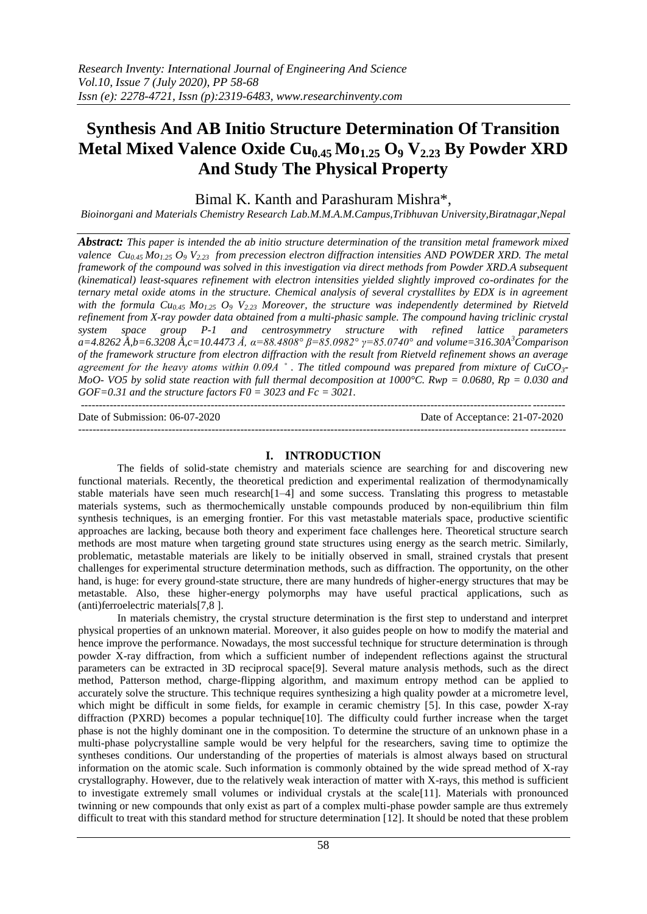# Synthesis And AB Initio Structure Determination Of Transition Metal Mixed Valence Oxide $Cu_{0.45}Mo_{1.25}O_9V_{2.23}$ By Powder XRD And Study The Physical Property

Bimal K. Kanth and Parashuram Mishra*,

*Bioinorgani and Materials Chemistry Research Lab.M.M.A.M.Campus,Tribhuvan University,Biratnagar,Nepal*

***Abstract:*** *This paper is intended the ab initio structure determination of the transition metal framework mixed valence $Cu_{0.45}Mo_{1.25}O_9V_{2.23}$ from precession electron diffraction intensities AND POWDER XRD. The metal framework of the compound was solved in this investigation via direct methods from Powder XRD.A subsequent (kinematical) least-squares refinement with electron intensities yielded slightly improved co-ordinates for the ternary metal oxide atoms in the structure. Chemical analysis of several crystallites by EDX is in agreement with the formula $Cu_{0.45}Mo_{1.25}O_9V_{2.23}$ Moreover, the structure was independently determined by Rietveld refinement from X-ray powder data obtained from a multi-phasic sample. The compound having triclinic crystal system space group P-1 and centrosymmetry structure with refined lattice parameters a=4.8262 Å,b=6.3208 Å,c=10.4473 Å, α=88.4808° β=85.0982° γ=85.0740° and volume=316.30A$^3$Comparison of the framework structure from electron diffraction with the result from Rietveld refinement shows an average agreement for the heavy atoms within 0.09A ˚. The titled compound was prepared from mixture of $CuCO_3$-MoO- VO5 by solid state reaction with full thermal decomposition at 1000°C. Rwp = 0.0680, Rp = 0.030 and GOF=0.31 and the structure factors F0 = 3023 and Fc = 3021.*

---

Date of Submission: 06-07-2020 Date of Acceptance: 21-07-2020

---

## I. INTRODUCTION

The fields of solid-state chemistry and materials science are searching for and discovering new functional materials. Recently, the theoretical prediction and experimental realization of thermodynamically stable materials have seen much research[1–4] and some success. Translating this progress to metastable materials systems, such as thermochemically unstable compounds produced by non-equilibrium thin film synthesis techniques, is an emerging frontier. For this vast metastable materials space, productive scientific approaches are lacking, because both theory and experiment face challenges here. Theoretical structure search methods are most mature when targeting ground state structures using energy as the search metric. Similarly, problematic, metastable materials are likely to be initially observed in small, strained crystals that present challenges for experimental structure determination methods, such as diffraction. The opportunity, on the other hand, is huge: for every ground-state structure, there are many hundreds of higher-energy structures that may be metastable. Also, these higher-energy polymorphs may have useful practical applications, such as (anti)ferroelectric materials[7,8 ].

In materials chemistry, the crystal structure determination is the first step to understand and interpret physical properties of an unknown material. Moreover, it also guides people on how to modify the material and hence improve the performance. Nowadays, the most successful technique for structure determination is through powder X-ray diffraction, from which a sufficient number of independent reflections against the structural parameters can be extracted in 3D reciprocal space[9]. Several mature analysis methods, such as the direct method, Patterson method, charge-flipping algorithm, and maximum entropy method can be applied to accurately solve the structure. This technique requires synthesizing a high quality powder at a micrometre level, which might be difficult in some fields, for example in ceramic chemistry [5]. In this case, powder X-ray diffraction (PXRD) becomes a popular technique[10]. The difficulty could further increase when the target phase is not the highly dominant one in the composition. To determine the structure of an unknown phase in a multi-phase polycrystalline sample would be very helpful for the researchers, saving time to optimize the syntheses conditions. Our understanding of the properties of materials is almost always based on structural information on the atomic scale. Such information is commonly obtained by the wide spread method of X-ray crystallography. However, due to the relatively weak interaction of matter with X-rays, this method is sufficient to investigate extremely small volumes or individual crystals at the scale[11]. Materials with pronounced twinning or new compounds that only exist as part of a complex multi-phase powder sample are thus extremely difficult to treat with this standard method for structure determination [12]. It should be noted that these problem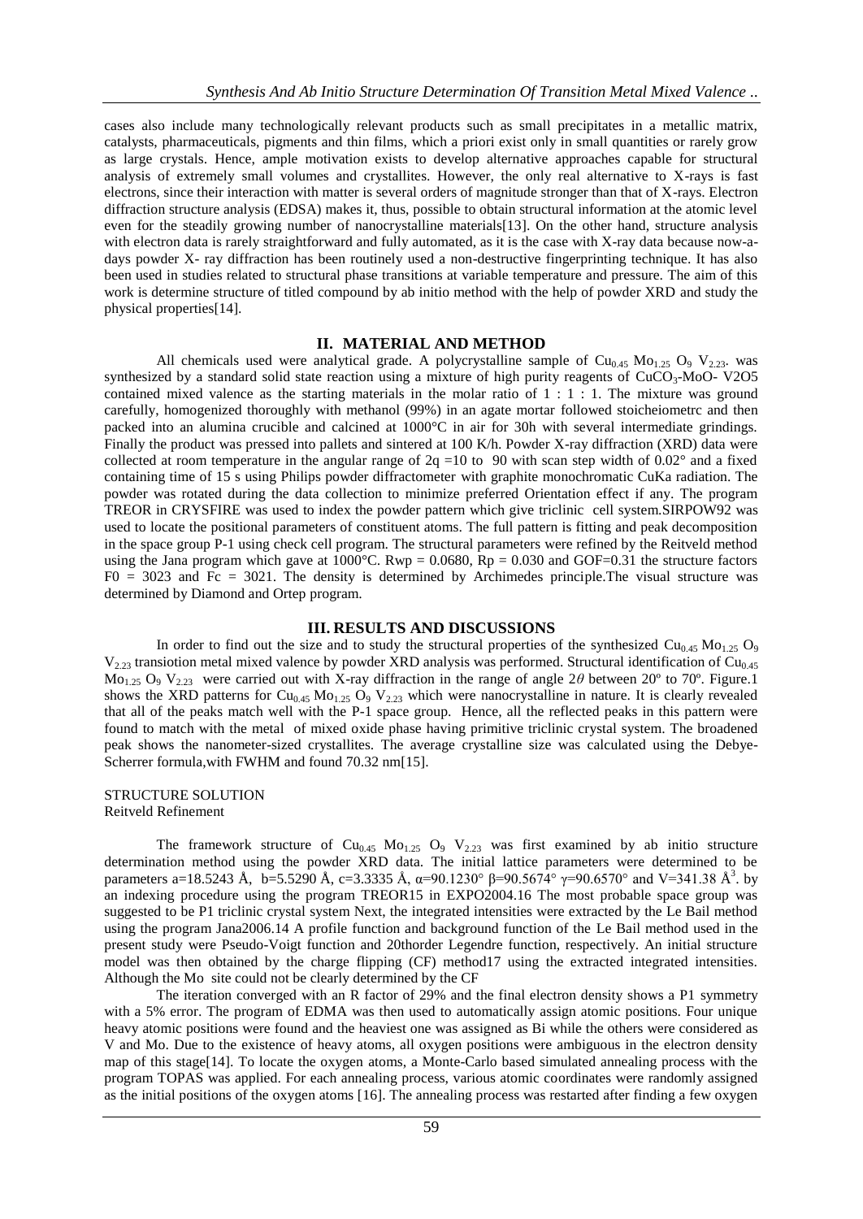cases also include many technologically relevant products such as small precipitates in a metallic matrix, catalysts, pharmaceuticals, pigments and thin films, which a priori exist only in small quantities or rarely grow as large crystals. Hence, ample motivation exists to develop alternative approaches capable for structural analysis of extremely small volumes and crystallites. However, the only real alternative to X-rays is fast electrons, since their interaction with matter is several orders of magnitude stronger than that of X-rays. Electron diffraction structure analysis (EDSA) makes it, thus, possible to obtain structural information at the atomic level even for the steadily growing number of nanocrystalline materials[13]. On the other hand, structure analysis with electron data is rarely straightforward and fully automated, as it is the case with X-ray data because now-a-days powder X- ray diffraction has been routinely used a non-destructive fingerprinting technique. It has also been used in studies related to structural phase transitions at variable temperature and pressure. The aim of this work is determine structure of titled compound by ab initio method with the help of powder XRD and study the physical properties[14].

## II. MATERIAL AND METHOD

All chemicals used were analytical grade. A polycrystalline sample of $Cu_{0.45}$ $Mo_{1.25}$ $O_9$ $V_{2.23}$. was synthesized by a standard solid state reaction using a mixture of high purity reagents of $CuCO_3$-MoO- V2O5 contained mixed valence as the starting materials in the molar ratio of 1 : 1 : 1. The mixture was ground carefully, homogenized thoroughly with methanol (99%) in an agate mortar followed stoicheiometrc and then packed into an alumina crucible and calcined at 1000°C in air for 30h with several intermediate grindings. Finally the product was pressed into pallets and sintered at 100 K/h. Powder X-ray diffraction (XRD) data were collected at room temperature in the angular range of 2q =10 to 90 with scan step width of 0.02° and a fixed containing time of 15 s using Philips powder diffractometer with graphite monochromatic CuKa radiation. The powder was rotated during the data collection to minimize preferred Orientation effect if any. The program TREOR in CRYSFIRE was used to index the powder pattern which give triclinic cell system.SIRPOW92 was used to locate the positional parameters of constituent atoms. The full pattern is fitting and peak decomposition in the space group P-1 using check cell program. The structural parameters were refined by the Reitveld method using the Jana program which gave at 1000°C. Rwp = 0.0680, Rp = 0.030 and GOF=0.31 the structure factors F0 = 3023 and Fc = 3021. The density is determined by Archimedes principle.The visual structure was determined by Diamond and Ortep program.

## III. RESULTS AND DISCUSSIONS

In order to find out the size and to study the structural properties of the synthesized $Cu_{0.45}$ $Mo_{1.25}$ $O_9$ $V_{2.23}$ transiotion metal mixed valence by powder XRD analysis was performed. Structural identification of $Cu_{0.45}$ $Mo_{1.25}$ $O_9$ $V_{2.23}$ were carried out with X-ray diffraction in the range of angle $2\theta$ between 20º to 70º. Figure.1 shows the XRD patterns for $Cu_{0.45}$ $Mo_{1.25}$ $O_9$ $V_{2.23}$ which were nanocrystalline in nature. It is clearly revealed that all of the peaks match well with the P-1 space group. Hence, all the reflected peaks in this pattern were found to match with the metal of mixed oxide phase having primitive triclinic crystal system. The broadened peak shows the nanometer-sized crystallites. The average crystalline size was calculated using the Debye-Scherrer formula,with FWHM and found 70.32 nm[15].

STRUCTURE SOLUTION
Reitveld Refinement

The framework structure of $Cu_{0.45}$ $Mo_{1.25}$ $O_9$ $V_{2.23}$ was first examined by ab initio structure determination method using the powder XRD data. The initial lattice parameters were determined to be parameters a=18.5243 Å, b=5.5290 Å, c=3.3335 Å, α=90.1230° β=90.5674° γ=90.6570° and V=341.38 $Å^3$. by an indexing procedure using the program TREOR15 in EXPO2004.16 The most probable space group was suggested to be P1 triclinic crystal system Next, the integrated intensities were extracted by the Le Bail method using the program Jana2006.14 A profile function and background function of the Le Bail method used in the present study were Pseudo-Voigt function and 20thorder Legendre function, respectively. An initial structure model was then obtained by the charge flipping (CF) method17 using the extracted integrated intensities. Although the Mo site could not be clearly determined by the CF

The iteration converged with an R factor of 29% and the final electron density shows a P1 symmetry with a 5% error. The program of EDMA was then used to automatically assign atomic positions. Four unique heavy atomic positions were found and the heaviest one was assigned as Bi while the others were considered as V and Mo. Due to the existence of heavy atoms, all oxygen positions were ambiguous in the electron density map of this stage[14]. To locate the oxygen atoms, a Monte-Carlo based simulated annealing process with the program TOPAS was applied. For each annealing process, various atomic coordinates were randomly assigned as the initial positions of the oxygen atoms [16]. The annealing process was restarted after finding a few oxygen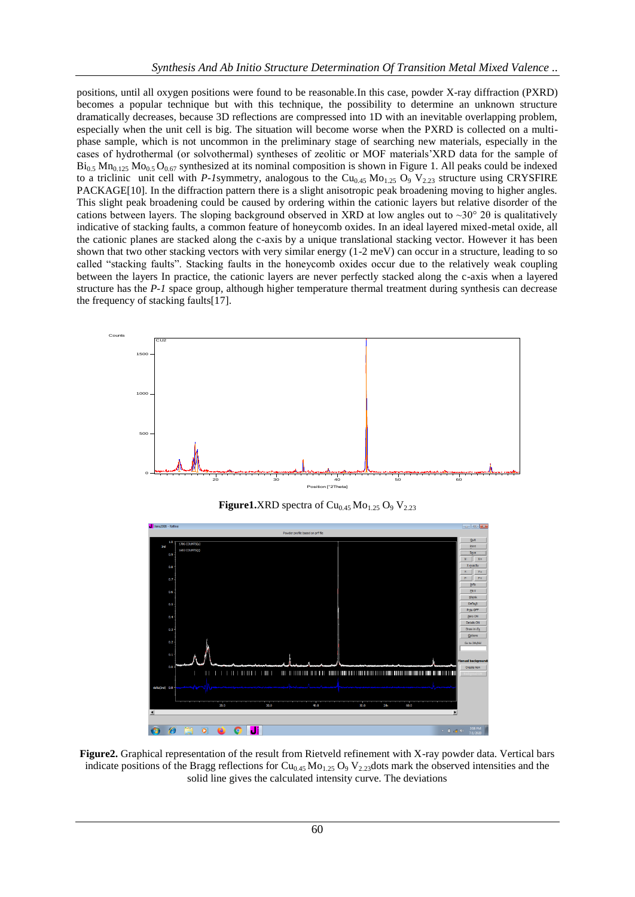positions, until all oxygen positions were found to be reasonable.In this case, powder X-ray diffraction (PXRD) becomes a popular technique but with this technique, the possibility to determine an unknown structure dramatically decreases, because 3D reflections are compressed into 1D with an inevitable overlapping problem, especially when the unit cell is big. The situation will become worse when the PXRD is collected on a multi-phase sample, which is not uncommon in the preliminary stage of searching new materials, especially in the cases of hydrothermal (or solvothermal) syntheses of zeolitic or MOF materials'XRD data for the sample of $Bi_{0.5}$ $Mn_{0.125}$ $Mo_{0.5}$ $O_{0.67}$ synthesized at its nominal composition is shown in Figure 1. All peaks could be indexed to a triclinic unit cell with *P-1*symmetry, analogous to the $Cu_{0.45}$ $Mo_{1.25}$ $O_9$ $V_{2.23}$ structure using CRYSFIRE PACKAGE[10]. In the diffraction pattern there is a slight anisotropic peak broadening moving to higher angles. This slight peak broadening could be caused by ordering within the cationic layers but relative disorder of the cations between layers. The sloping background observed in XRD at low angles out to ~30° 2θ is qualitatively indicative of stacking faults, a common feature of honeycomb oxides. In an ideal layered mixed-metal oxide, all the cationic planes are stacked along the c-axis by a unique translational stacking vector. However it has been shown that two other stacking vectors with very similar energy (1-2 meV) can occur in a structure, leading to so called "stacking faults". Stacking faults in the honeycomb oxides occur due to the relatively weak coupling between the layers In practice, the cationic layers are never perfectly stacked along the c-axis when a layered structure has the *P-1* space group, although higher temperature thermal treatment during synthesis can decrease the frequency of stacking faults[17].

**Figure1.**XRD spectra of $Cu_{0.45}$ $Mo_{1.25}$ $O_9$ $V_{2.23}$

**Figure2.** Graphical representation of the result from Rietveld refinement with X-ray powder data. Vertical bars indicate positions of the Bragg reflections for $Cu_{0.45}$ $Mo_{1.25}$ $O_9$ $V_{2.23}$dots mark the observed intensities and the solid line gives the calculated intensity curve. The deviations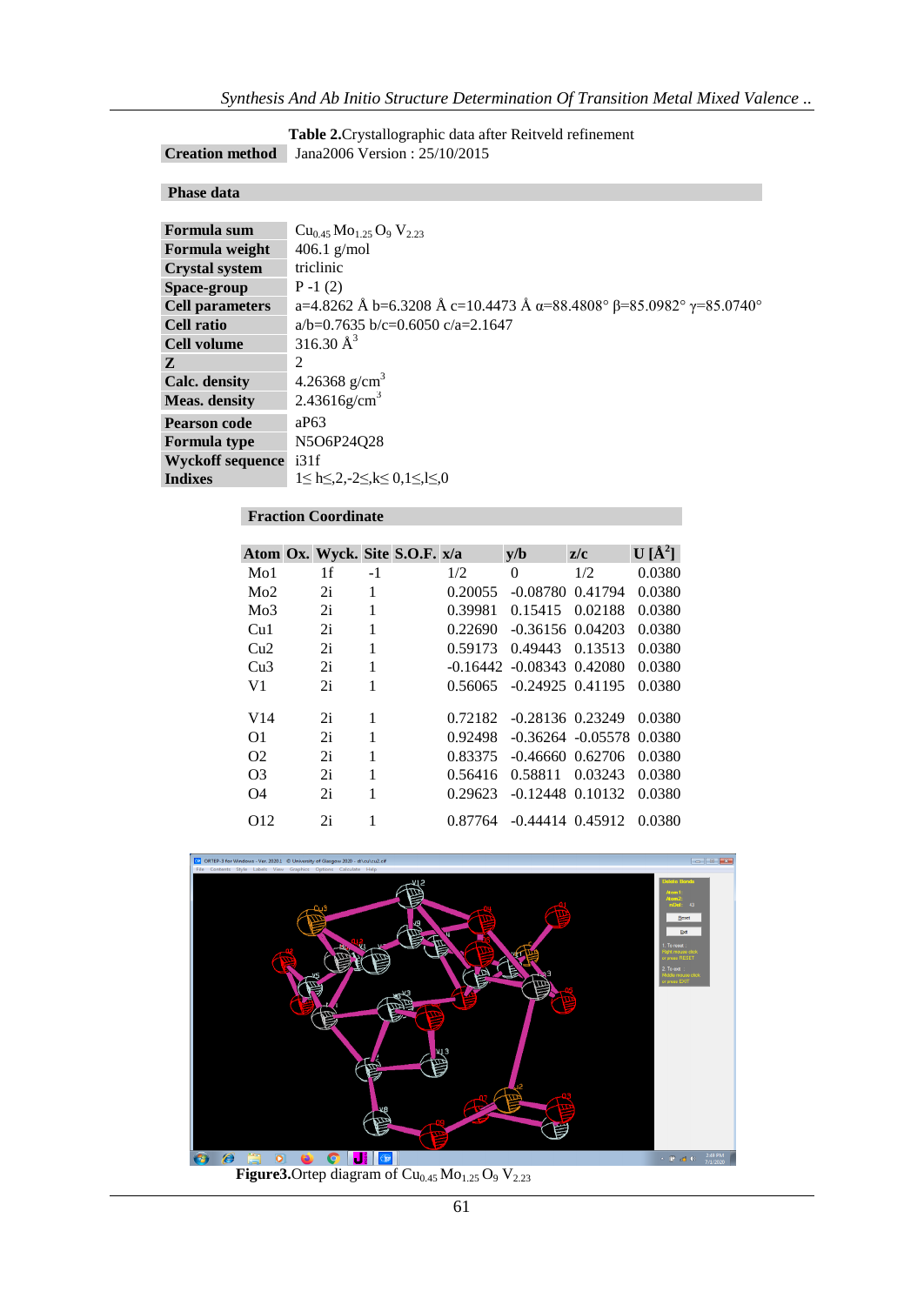**Table 2.** Crystallographic data after Reitveld refinement

| **Creation method** | Jana2006 Version : 25/10/2015 |
|---|---|

**Phase data**

| | |
|---|---|
| **Formula sum** | $Cu_{0.45}\,Mo_{1.25}\,O_9\,V_{2.23}$ |
| **Formula weight** | 406.1 g/mol |
| **Crystal system** | triclinic |
| **Space-group** | P -1 (2) |
| **Cell parameters** | a=4.8262 Å b=6.3208 Å c=10.4473 Å α=88.4808° β=85.0982° γ=85.0740° |
| **Cell ratio** | a/b=0.7635 b/c=0.6050 c/a=2.1647 |
| **Cell volume** | 316.30 $Å^3$ |
| **Z** | 2 |
| **Calc. density** | 4.26368 $g/cm^3$ |
| **Meas. density** | 2.43616 $g/cm^3$ |
| **Pearson code** | aP63 |
| **Formula type** | N5O6P24Q28 |
| **Wyckoff sequence** | i31f |
| **Indixes** | 1≤ h≤,2,-2≤,k≤ 0,1≤,l≤,0 |

**Fraction Coordinate**

| Atom | Ox. | Wyck. | Site | S.O.F. | x/a | y/b | z/c | U [$Å^2$] |
|---|---|---|---|---|---|---|---|---|
| Mo1 | | 1f | -1 | | 1/2 | 0 | 1/2 | 0.0380 |
| Mo2 | | 2i | 1 | | 0.20055 | -0.08780 | 0.41794 | 0.0380 |
| Mo3 | | 2i | 1 | | 0.39981 | 0.15415 | 0.02188 | 0.0380 |
| Cu1 | | 2i | 1 | | 0.22690 | -0.36156 | 0.04203 | 0.0380 |
| Cu2 | | 2i | 1 | | 0.59173 | 0.49443 | 0.13513 | 0.0380 |
| Cu3 | | 2i | 1 | | -0.16442 | -0.08343 | 0.42080 | 0.0380 |
| V1 | | 2i | 1 | | 0.56065 | -0.24925 | 0.41195 | 0.0380 |
| V14 | | 2i | 1 | | 0.72182 | -0.28136 | 0.23249 | 0.0380 |
| O1 | | 2i | 1 | | 0.92498 | -0.36264 | -0.05578 | 0.0380 |
| O2 | | 2i | 1 | | 0.83375 | -0.46660 | 0.62706 | 0.0380 |
| O3 | | 2i | 1 | | 0.56416 | 0.58811 | 0.03243 | 0.0380 |
| O4 | | 2i | 1 | | 0.29623 | -0.12448 | 0.10132 | 0.0380 |
| O12 | | 2i | 1 | | 0.87764 | -0.44414 | 0.45912 | 0.0380 |

**Figure3.** Ortep diagram of $Cu_{0.45}\,Mo_{1.25}\,O_9\,V_{2.23}$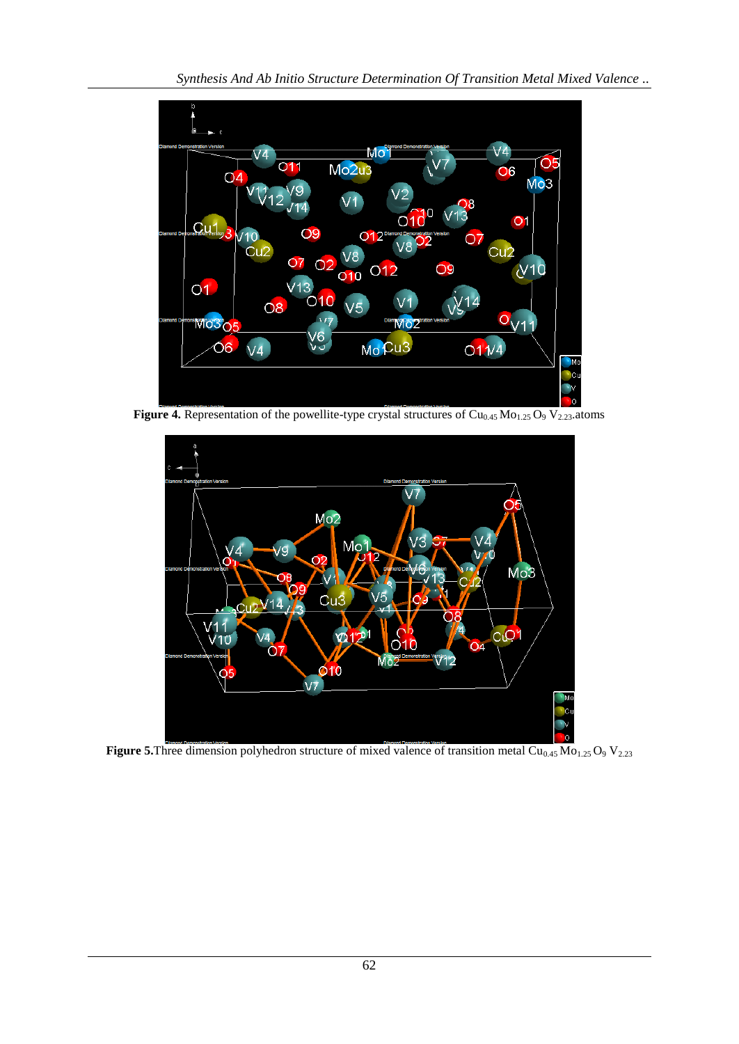**Figure 4.** Representation of the powellite-type crystal structures of $Cu_{0.45}Mo_{1.25}O_9V_{2.23}$.atoms

**Figure 5.**Three dimension polyhedron structure of mixed valence of transition metal $Cu_{0.45}Mo_{1.25}O_9V_{2.23}$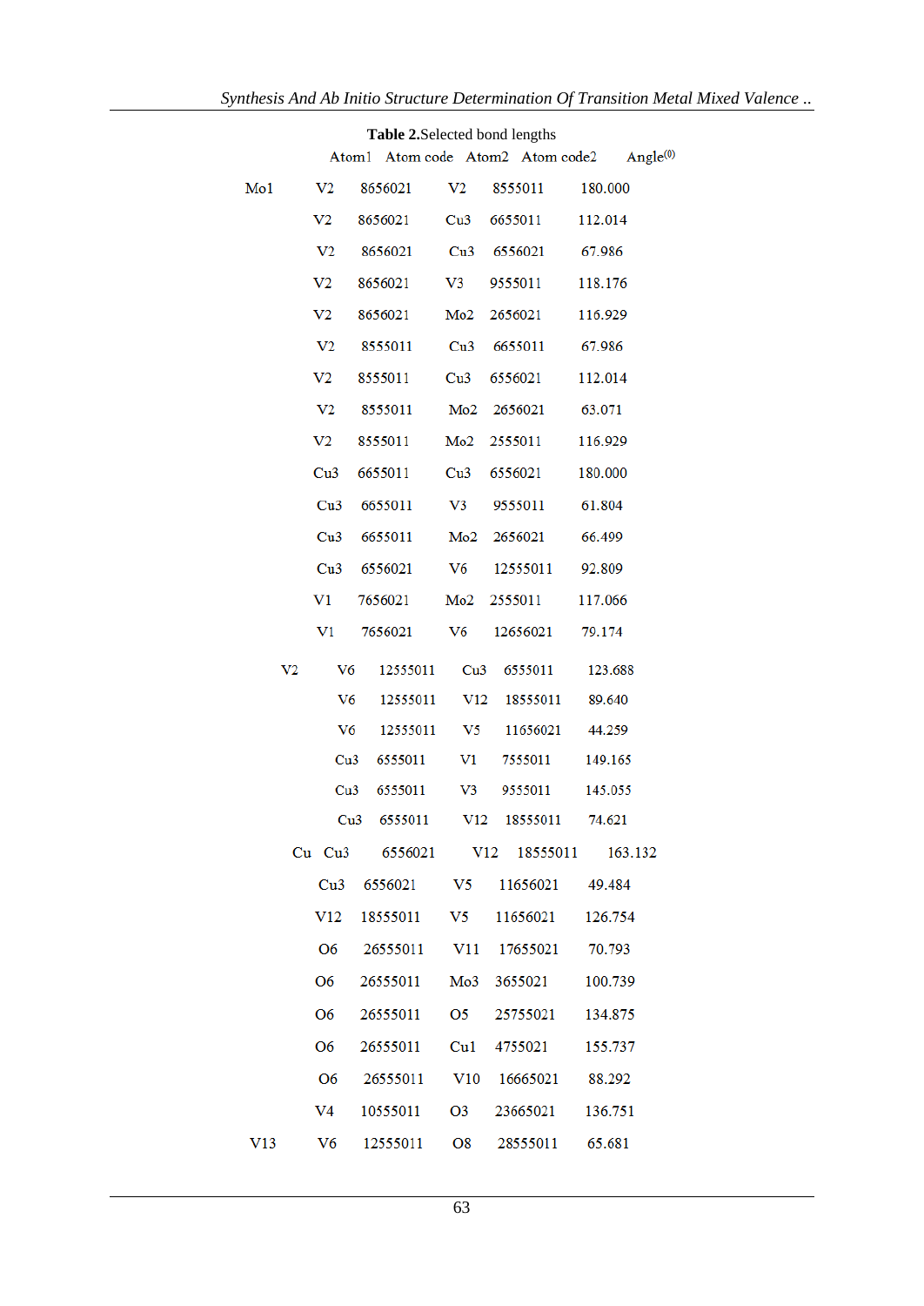**Table 2.**Selected bond lengths

| | Atom1 | Atom code | Atom2 | Atom code2 | Angle(0) |
|---|---|---|---|---|---|
| Mo1 | V2 | 8656021 | V2 | 8555011 | 180.000 |
| | V2 | 8656021 | Cu3 | 6655011 | 112.014 |
| | V2 | 8656021 | Cu3 | 6556021 | 67.986 |
| | V2 | 8656021 | V3 | 9555011 | 118.176 |
| | V2 | 8656021 | Mo2 | 2656021 | 116.929 |
| | V2 | 8555011 | Cu3 | 6655011 | 67.986 |
| | V2 | 8555011 | Cu3 | 6556021 | 112.014 |
| | V2 | 8555011 | Mo2 | 2656021 | 63.071 |
| | V2 | 8555011 | Mo2 | 2555011 | 116.929 |
| | Cu3 | 6655011 | Cu3 | 6556021 | 180.000 |
| | Cu3 | 6655011 | V3 | 9555011 | 61.804 |
| | Cu3 | 6655011 | Mo2 | 2656021 | 66.499 |
| | Cu3 | 6556021 | V6 | 12555011 | 92.809 |
| | V1 | 7656021 | Mo2 | 2555011 | 117.066 |
| | V1 | 7656021 | V6 | 12656021 | 79.174 |
| V2 | V6 | 12555011 | Cu3 | 6555011 | 123.688 |
| | V6 | 12555011 | V12 | 18555011 | 89.640 |
| | V6 | 12555011 | V5 | 11656021 | 44.259 |
| | Cu3 | 6555011 | V1 | 7555011 | 149.165 |
| | Cu3 | 6555011 | V3 | 9555011 | 145.055 |
| | Cu3 | 6555011 | V12 | 18555011 | 74.621 |
| Cu | Cu3 | 6556021 | V12 | 18555011 | 163.132 |
| | Cu3 | 6556021 | V5 | 11656021 | 49.484 |
| | V12 | 18555011 | V5 | 11656021 | 126.754 |
| | O6 | 26555011 | V11 | 17655021 | 70.793 |
| | O6 | 26555011 | Mo3 | 3655021 | 100.739 |
| | O6 | 26555011 | O5 | 25755021 | 134.875 |
| | O6 | 26555011 | Cu1 | 4755021 | 155.737 |
| | O6 | 26555011 | V10 | 16665021 | 88.292 |
| | V4 | 10555011 | O3 | 23665021 | 136.751 |
| V13 | V6 | 12555011 | O8 | 28555011 | 65.681 |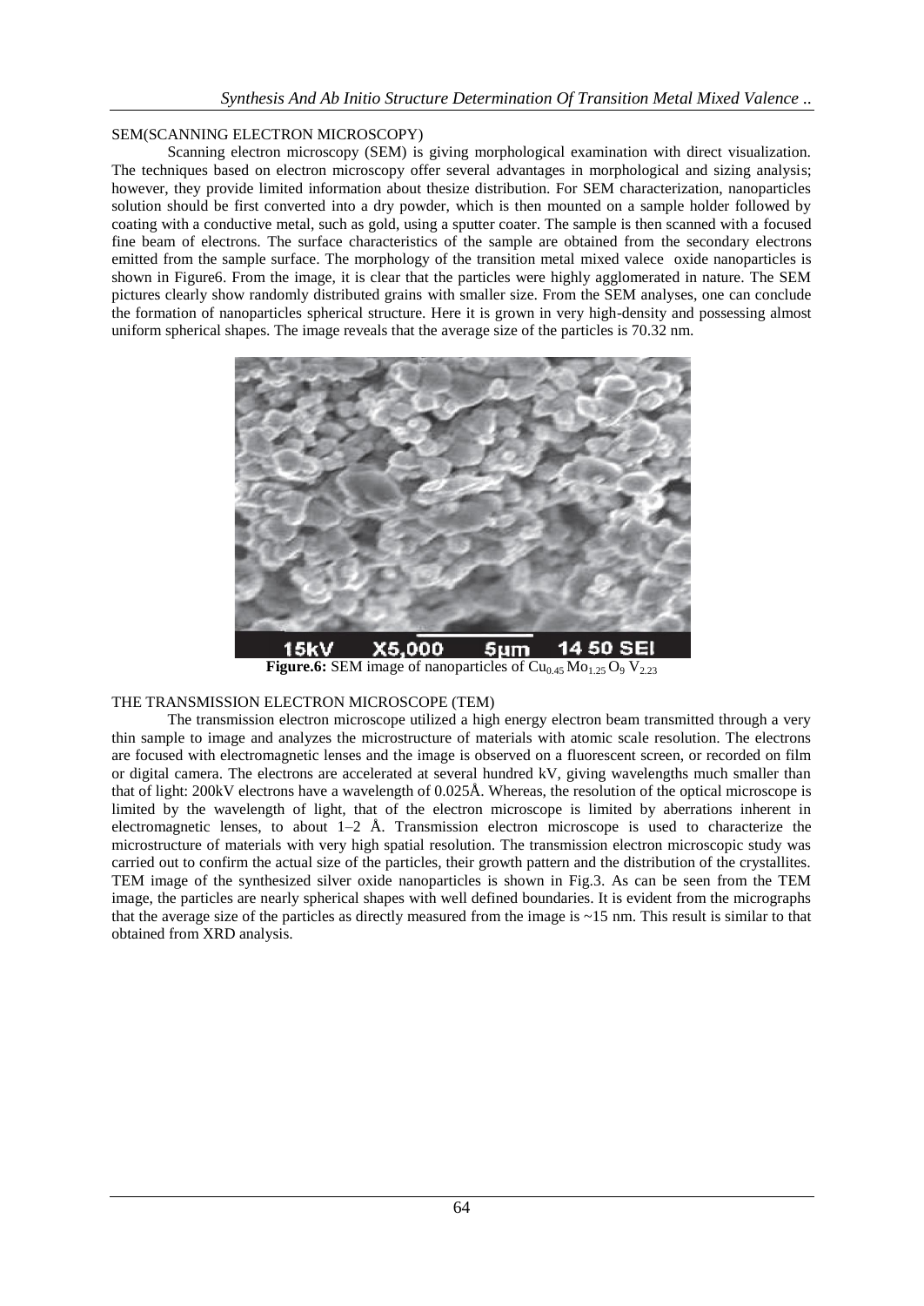## SEM(SCANNING ELECTRON MICROSCOPY)

Scanning electron microscopy (SEM) is giving morphological examination with direct visualization. The techniques based on electron microscopy offer several advantages in morphological and sizing analysis; however, they provide limited information about thesize distribution. For SEM characterization, nanoparticles solution should be first converted into a dry powder, which is then mounted on a sample holder followed by coating with a conductive metal, such as gold, using a sputter coater. The sample is then scanned with a focused fine beam of electrons. The surface characteristics of the sample are obtained from the secondary electrons emitted from the sample surface. The morphology of the transition metal mixed valece oxide nanoparticles is shown in Figure6. From the image, it is clear that the particles were highly agglomerated in nature. The SEM pictures clearly show randomly distributed grains with smaller size. From the SEM analyses, one can conclude the formation of nanoparticles spherical structure. Here it is grown in very high-density and possessing almost uniform spherical shapes. The image reveals that the average size of the particles is 70.32 nm.

15kV X5,000 5µm 14 50 SEI

**Figure.6:** SEM image of nanoparticles of $Cu_{0.45} Mo_{1.25} O_9 V_{2.23}$

## THE TRANSMISSION ELECTRON MICROSCOPE (TEM)

The transmission electron microscope utilized a high energy electron beam transmitted through a very thin sample to image and analyzes the microstructure of materials with atomic scale resolution. The electrons are focused with electromagnetic lenses and the image is observed on a fluorescent screen, or recorded on film or digital camera. The electrons are accelerated at several hundred kV, giving wavelengths much smaller than that of light: 200kV electrons have a wavelength of 0.025Å. Whereas, the resolution of the optical microscope is limited by the wavelength of light, that of the electron microscope is limited by aberrations inherent in electromagnetic lenses, to about 1–2 Å. Transmission electron microscope is used to characterize the microstructure of materials with very high spatial resolution. The transmission electron microscopic study was carried out to confirm the actual size of the particles, their growth pattern and the distribution of the crystallites. TEM image of the synthesized silver oxide nanoparticles is shown in Fig.3. As can be seen from the TEM image, the particles are nearly spherical shapes with well defined boundaries. It is evident from the micrographs that the average size of the particles as directly measured from the image is ~15 nm. This result is similar to that obtained from XRD analysis.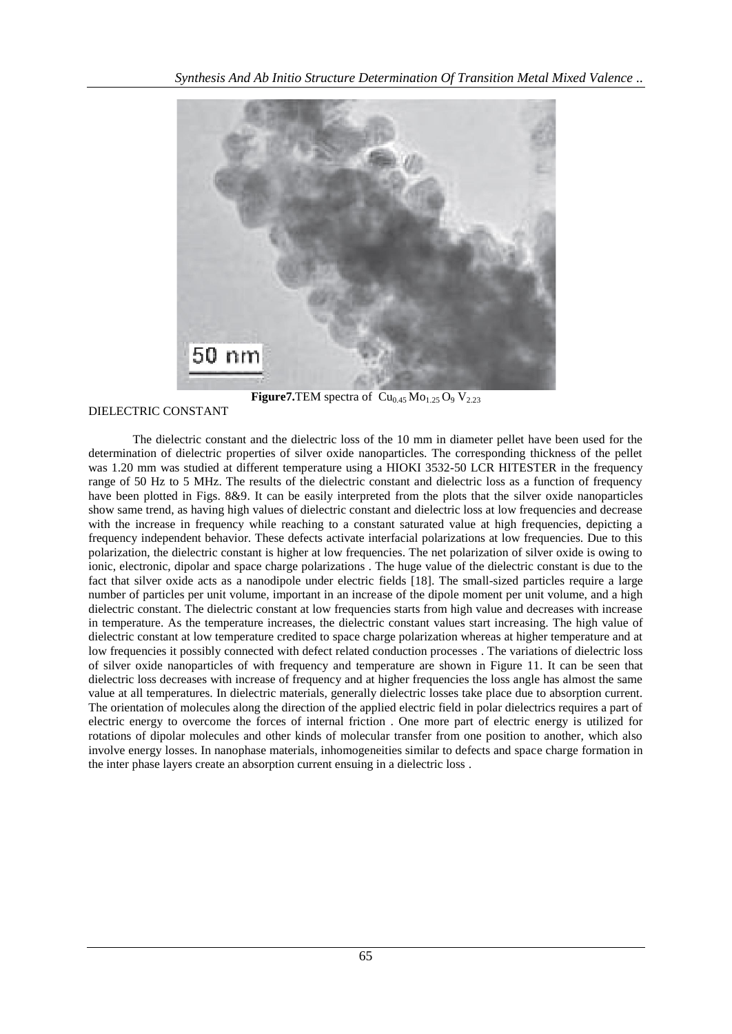**Figure7.**TEM spectra of $Cu_{0.45}Mo_{1.25}O_9V_{2.23}$

DIELECTRIC CONSTANT

The dielectric constant and the dielectric loss of the 10 mm in diameter pellet have been used for the determination of dielectric properties of silver oxide nanoparticles. The corresponding thickness of the pellet was 1.20 mm was studied at different temperature using a HIOKI 3532-50 LCR HITESTER in the frequency range of 50 Hz to 5 MHz. The results of the dielectric constant and dielectric loss as a function of frequency have been plotted in Figs. 8&9. It can be easily interpreted from the plots that the silver oxide nanoparticles show same trend, as having high values of dielectric constant and dielectric loss at low frequencies and decrease with the increase in frequency while reaching to a constant saturated value at high frequencies, depicting a frequency independent behavior. These defects activate interfacial polarizations at low frequencies. Due to this polarization, the dielectric constant is higher at low frequencies. The net polarization of silver oxide is owing to ionic, electronic, dipolar and space charge polarizations . The huge value of the dielectric constant is due to the fact that silver oxide acts as a nanodipole under electric fields [18]. The small-sized particles require a large number of particles per unit volume, important in an increase of the dipole moment per unit volume, and a high dielectric constant. The dielectric constant at low frequencies starts from high value and decreases with increase in temperature. As the temperature increases, the dielectric constant values start increasing. The high value of dielectric constant at low temperature credited to space charge polarization whereas at higher temperature and at low frequencies it possibly connected with defect related conduction processes . The variations of dielectric loss of silver oxide nanoparticles of with frequency and temperature are shown in Figure 11. It can be seen that dielectric loss decreases with increase of frequency and at higher frequencies the loss angle has almost the same value at all temperatures. In dielectric materials, generally dielectric losses take place due to absorption current. The orientation of molecules along the direction of the applied electric field in polar dielectrics requires a part of electric energy to overcome the forces of internal friction . One more part of electric energy is utilized for rotations of dipolar molecules and other kinds of molecular transfer from one position to another, which also involve energy losses. In nanophase materials, inhomogeneities similar to defects and space charge formation in the inter phase layers create an absorption current ensuing in a dielectric loss .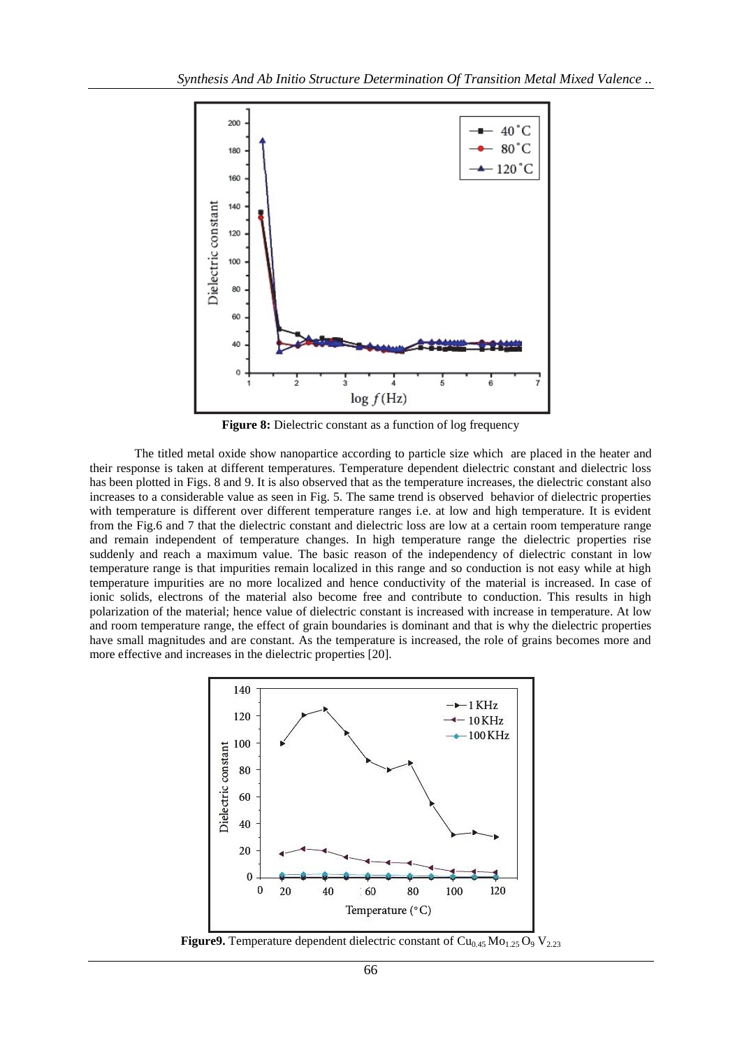**Figure 8:** Dielectric constant as a function of log frequency

The titled metal oxide show nanopartice according to particle size which are placed in the heater and their response is taken at different temperatures. Temperature dependent dielectric constant and dielectric loss has been plotted in Figs. 8 and 9. It is also observed that as the temperature increases, the dielectric constant also increases to a considerable value as seen in Fig. 5. The same trend is observed behavior of dielectric properties with temperature is different over different temperature ranges i.e. at low and high temperature. It is evident from the Fig.6 and 7 that the dielectric constant and dielectric loss are low at a certain room temperature range and remain independent of temperature changes. In high temperature range the dielectric properties rise suddenly and reach a maximum value. The basic reason of the independency of dielectric constant in low temperature range is that impurities remain localized in this range and so conduction is not easy while at high temperature impurities are no more localized and hence conductivity of the material is increased. In case of ionic solids, electrons of the material also become free and contribute to conduction. This results in high polarization of the material; hence value of dielectric constant is increased with increase in temperature. At low and room temperature range, the effect of grain boundaries is dominant and that is why the dielectric properties have small magnitudes and are constant. As the temperature is increased, the role of grains becomes more and more effective and increases in the dielectric properties [20].

**Figure9.** Temperature dependent dielectric constant of $Cu_{0.45}\,Mo_{1.25}\,O_9\,V_{2.23}$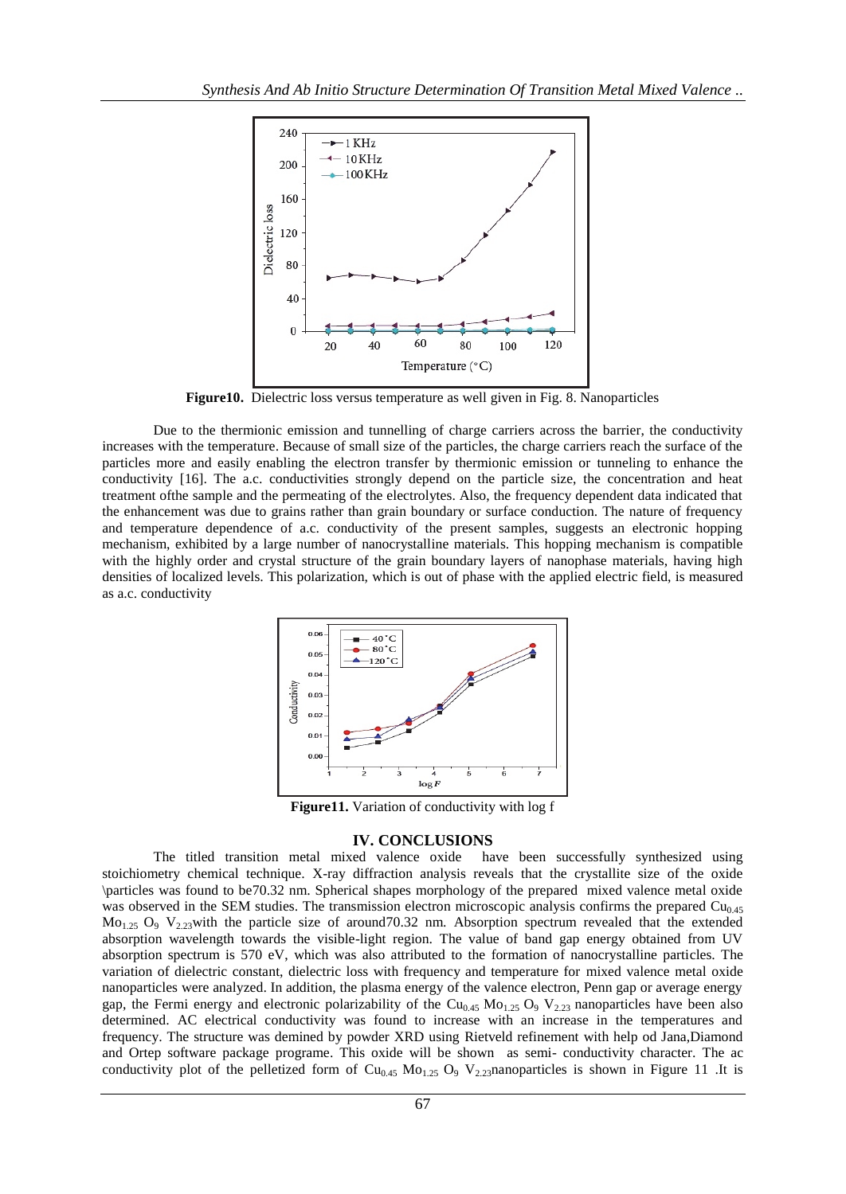**Figure10.** Dielectric loss versus temperature as well given in Fig. 8. Nanoparticles

Due to the thermionic emission and tunnelling of charge carriers across the barrier, the conductivity increases with the temperature. Because of small size of the particles, the charge carriers reach the surface of the particles more and easily enabling the electron transfer by thermionic emission or tunneling to enhance the conductivity [16]. The a.c. conductivities strongly depend on the particle size, the concentration and heat treatment ofthe sample and the permeating of the electrolytes. Also, the frequency dependent data indicated that the enhancement was due to grains rather than grain boundary or surface conduction. The nature of frequency and temperature dependence of a.c. conductivity of the present samples, suggests an electronic hopping mechanism, exhibited by a large number of nanocrystalline materials. This hopping mechanism is compatible with the highly order and crystal structure of the grain boundary layers of nanophase materials, having high densities of localized levels. This polarization, which is out of phase with the applied electric field, is measured as a.c. conductivity

**Figure11.** Variation of conductivity with log f

## IV. CONCLUSIONS

The titled transition metal mixed valence oxide have been successfully synthesized using stoichiometry chemical technique. X-ray diffraction analysis reveals that the crystallite size of the oxide \particles was found to be70.32 nm. Spherical shapes morphology of the prepared mixed valence metal oxide was observed in the SEM studies. The transmission electron microscopic analysis confirms the prepared $Cu_{0.45}$ $Mo_{1.25}$ $O_9$ $V_{2.23}$with the particle size of around70.32 nm. Absorption spectrum revealed that the extended absorption wavelength towards the visible-light region. The value of band gap energy obtained from UV absorption spectrum is 570 eV, which was also attributed to the formation of nanocrystalline particles. The variation of dielectric constant, dielectric loss with frequency and temperature for mixed valence metal oxide nanoparticles were analyzed. In addition, the plasma energy of the valence electron, Penn gap or average energy gap, the Fermi energy and electronic polarizability of the $Cu_{0.45}$ $Mo_{1.25}$ $O_9$ $V_{2.23}$ nanoparticles have been also determined. AC electrical conductivity was found to increase with an increase in the temperatures and frequency. The structure was demined by powder XRD using Rietveld refinement with help od Jana,Diamond and Ortep software package programe. This oxide will be shown as semi- conductivity character. The ac conductivity plot of the pelletized form of $Cu_{0.45}$ $Mo_{1.25}$ $O_9$ $V_{2.23}$nanoparticles is shown in Figure 11 .It is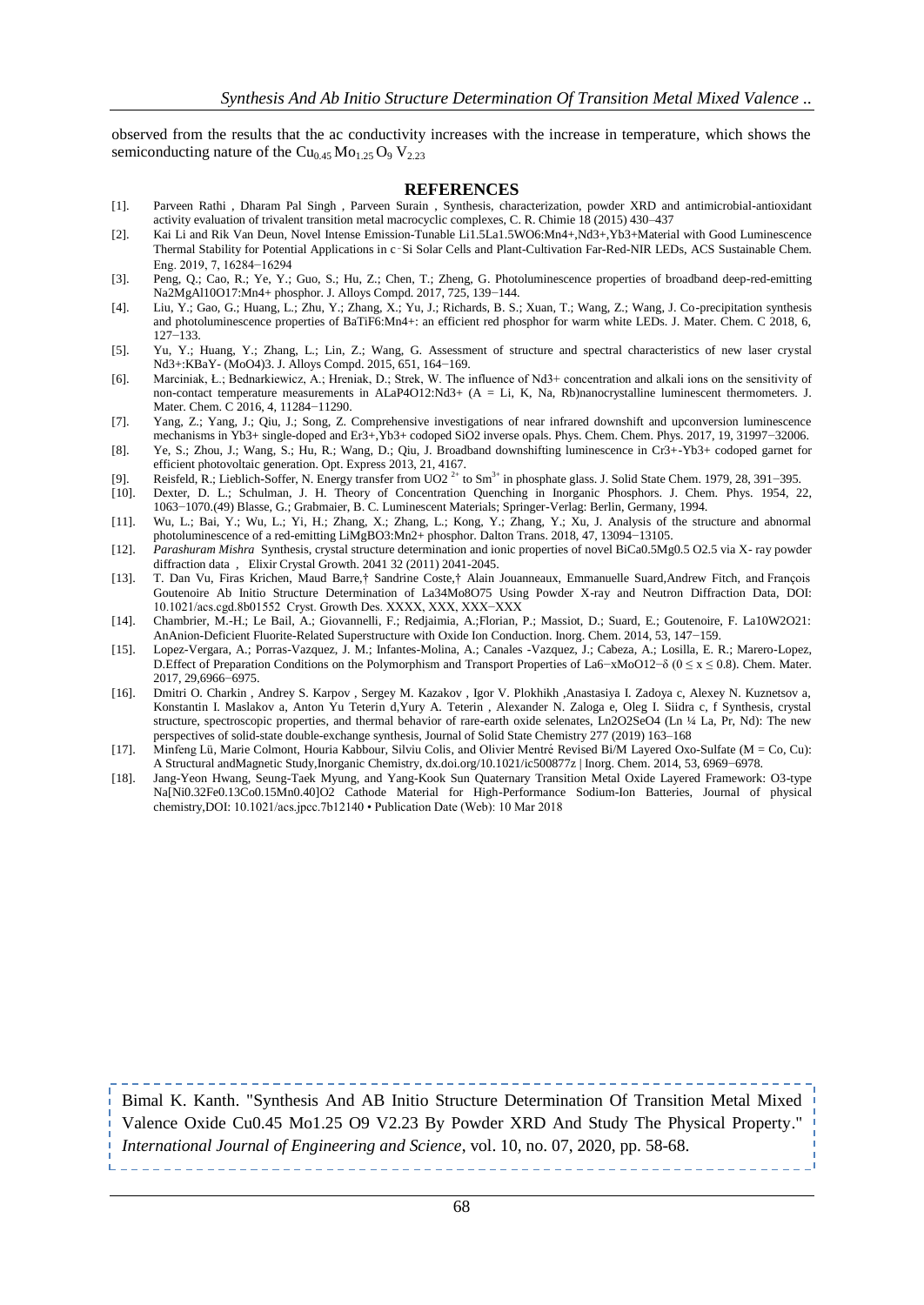observed from the results that the ac conductivity increases with the increase in temperature, which shows the semiconducting nature of the $Cu_{0.45}Mo_{1.25}O_9V_{2.23}$

## REFERENCES

[1]. Parveen Rathi , Dharam Pal Singh , Parveen Surain , Synthesis, characterization, powder XRD and antimicrobial-antioxidant activity evaluation of trivalent transition metal macrocyclic complexes, C. R. Chimie 18 (2015) 430–437

[2]. Kai Li and Rik Van Deun, Novel Intense Emission-Tunable Li1.5La1.5WO6:Mn4+,Nd3+,Yb3+Material with Good Luminescence Thermal Stability for Potential Applications in c‑Si Solar Cells and Plant-Cultivation Far-Red-NIR LEDs, ACS Sustainable Chem. Eng. 2019, 7, 16284−16294

[3]. Peng, Q.; Cao, R.; Ye, Y.; Guo, S.; Hu, Z.; Chen, T.; Zheng, G. Photoluminescence properties of broadband deep-red-emitting Na2MgAl10O17:Mn4+ phosphor. J. Alloys Compd. 2017, 725, 139−144.

[4]. Liu, Y.; Gao, G.; Huang, L.; Zhu, Y.; Zhang, X.; Yu, J.; Richards, B. S.; Xuan, T.; Wang, Z.; Wang, J. Co-precipitation synthesis and photoluminescence properties of BaTiF6:Mn4+: an efficient red phosphor for warm white LEDs. J. Mater. Chem. C 2018, 6, 127−133.

[5]. Yu, Y.; Huang, Y.; Zhang, L.; Lin, Z.; Wang, G. Assessment of structure and spectral characteristics of new laser crystal Nd3+:KBaY- (MoO4)3. J. Alloys Compd. 2015, 651, 164−169.

[6]. Marciniak, Ł.; Bednarkiewicz, A.; Hreniak, D.; Strek, W. The influence of Nd3+ concentration and alkali ions on the sensitivity of non-contact temperature measurements in ALaP4O12:Nd3+ (A = Li, K, Na, Rb)nanocrystalline luminescent thermometers. J. Mater. Chem. C 2016, 4, 11284−11290.

[7]. Yang, Z.; Yang, J.; Qiu, J.; Song, Z. Comprehensive investigations of near infrared downshift and upconversion luminescence mechanisms in Yb3+ single-doped and Er3+,Yb3+ codoped SiO2 inverse opals. Phys. Chem. Chem. Phys. 2017, 19, 31997−32006.

[8]. Ye, S.; Zhou, J.; Wang, S.; Hu, R.; Wang, D.; Qiu, J. Broadband downshifting luminescence in Cr3+-Yb3+ codoped garnet for efficient photovoltaic generation. Opt. Express 2013, 21, 4167.

[9]. Reisfeld, R.; Lieblich-Soffer, N. Energy transfer from $UO2^{2+}$ to $Sm^{3+}$ in phosphate glass. J. Solid State Chem. 1979, 28, 391−395.

[10]. Dexter, D. L.; Schulman, J. H. Theory of Concentration Quenching in Inorganic Phosphors. J. Chem. Phys. 1954, 22, 1063−1070.(49) Blasse, G.; Grabmaier, B. C. Luminescent Materials; Springer-Verlag: Berlin, Germany, 1994.

[11]. Wu, L.; Bai, Y.; Wu, L.; Yi, H.; Zhang, X.; Zhang, L.; Kong, Y.; Zhang, Y.; Xu, J. Analysis of the structure and abnormal photoluminescence of a red-emitting LiMgBO3:Mn2+ phosphor. Dalton Trans. 2018, 47, 13094−13105.

[12]. *Parashuram Mishra* Synthesis, crystal structure determination and ionic properties of novel BiCa0.5Mg0.5 O2.5 via X- ray powder diffraction data , Elixir Crystal Growth. 2041 32 (2011) 2041-2045.

[13]. T. Dan Vu, Firas Krichen, Maud Barre,† Sandrine Coste,† Alain Jouanneaux, Emmanuelle Suard,Andrew Fitch, and François Goutenoire Ab Initio Structure Determination of La34Mo8O75 Using Powder X-ray and Neutron Diffraction Data, DOI: 10.1021/acs.cgd.8b01552 Cryst. Growth Des. XXXX, XXX, XXX−XXX

[14]. Chambrier, M.-H.; Le Bail, A.; Giovannelli, F.; Redjaimia, A.;Florian, P.; Massiot, D.; Suard, E.; Goutenoire, F. La10W2O21: AnAnion-Deficient Fluorite-Related Superstructure with Oxide Ion Conduction. Inorg. Chem. 2014, 53, 147−159.

[15]. Lopez-Vergara, A.; Porras-Vazquez, J. M.; Infantes-Molina, A.; Canales -Vazquez, J.; Cabeza, A.; Losilla, E. R.; Marero-Lopez, D.Effect of Preparation Conditions on the Polymorphism and Transport Properties of La6−xMoO12−δ (0 ≤ x ≤ 0.8). Chem. Mater. 2017, 29,6966−6975.

[16]. Dmitri O. Charkin , Andrey S. Karpov , Sergey M. Kazakov , Igor V. Plokhikh ,Anastasiya I. Zadoya c, Alexey N. Kuznetsov a, Konstantin I. Maslakov a, Anton Yu Teterin d,Yury A. Teterin , Alexander N. Zaloga e, Oleg I. Siidra c, f Synthesis, crystal structure, spectroscopic properties, and thermal behavior of rare-earth oxide selenates, Ln2O2SeO4 (Ln ¼ La, Pr, Nd): The new perspectives of solid-state double-exchange synthesis, Journal of Solid State Chemistry 277 (2019) 163–168

[17]. Minfeng Lü, Marie Colmont, Houria Kabbour, Silviu Colis, and Olivier Mentré Revised Bi/M Layered Oxo-Sulfate (M = Co, Cu): A Structural andMagnetic Study,Inorganic Chemistry, dx.doi.org/10.1021/ic500877z | Inorg. Chem. 2014, 53, 6969−6978.

[18]. Jang-Yeon Hwang, Seung-Taek Myung, and Yang-Kook Sun Quaternary Transition Metal Oxide Layered Framework: O3-type Na[Ni0.32Fe0.13Co0.15Mn0.40]O2 Cathode Material for High-Performance Sodium-Ion Batteries, Journal of physical chemistry,DOI: 10.1021/acs.jpcc.7b12140 • Publication Date (Web): 10 Mar 2018

Bimal K. Kanth. "Synthesis And AB Initio Structure Determination Of Transition Metal Mixed Valence Oxide Cu0.45 Mo1.25 O9 V2.23 By Powder XRD And Study The Physical Property." *International Journal of Engineering and Science*, vol. 10, no. 07, 2020, pp. 58-68.